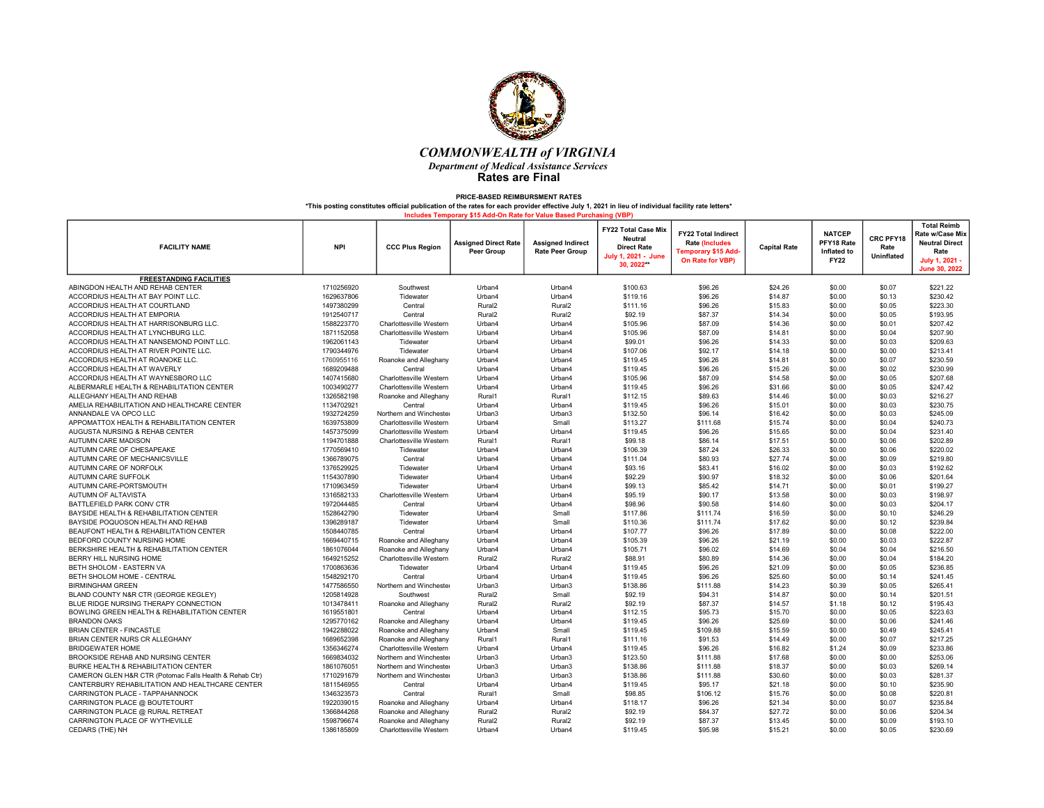# COMMONWEALTH of VIRGINIA

*Department of Medical Assistance Services*

**Rates are Final**

**PRICE-BASED REIMBURSMENT RATES**

**\*This posting constitutes official publication of the rates for each provider effective July 1, 2021 in lieu of individual facility rate letters\***

**Includes Temporary $15 Add-On Rate for Value Based Purchasing (VBP)**

| FACILITY NAME | NPI | CCC Plus Region | Assigned Direct Rate Peer Group | Assigned Indirect Rate Peer Group | FY22 Total Case Mix Neutral Direct Rate July 1, 2021 - June 30, 2022** | FY22 Total Indirect Rate (Includes Temporary $15 Add-On Rate for VBP) | Capital Rate | NATCEP PFY18 Rate Inflated to FY22 | CRC PFY18 Rate Uninflated | Total Reimb Rate w/Case Mix Neutral Direct Rate July 1, 2021 - June 30, 2022 |
|---|---|---|---|---|---|---|---|---|---|---|
| **FREESTANDING FACILITIES** | | | | | | | | | | |
| ABINGDON HEALTH AND REHAB CENTER | 1710256920 | Southwest | Urban4 | Urban4 | $100.63 | $96.26 | $24.26 | $0.00 | $0.07 | $221.22 |
| ACCORDIUS HEALTH AT BAY POINT LLC. | 1629637806 | Tidewater | Urban4 | Urban4 | $119.16 | $96.26 | $14.87 | $0.00 | $0.13 | $230.42 |
| ACCORDIUS HEALTH AT COURTLAND | 1497380299 | Central | Rural2 | Rural2 | $111.16 | $96.26 | $15.83 | $0.00 | $0.05 | $223.30 |
| ACCORDIUS HEALTH AT EMPORIA | 1912540717 | Central | Rural2 | Rural2 | $92.19 | $87.37 | $14.34 | $0.00 | $0.05 | $193.95 |
| ACCORDIUS HEALTH AT HARRISONBURG LLC. | 1588223770 | Charlottesville Western | Urban4 | Urban4 | $105.96 | $87.09 | $14.36 | $0.00 | $0.01 | $207.42 |
| ACCORDIUS HEALTH AT LYNCHBURG LLC. | 1871152058 | Charlottesville Western | Urban4 | Urban4 | $105.96 | $87.09 | $14.81 | $0.00 | $0.04 | $207.90 |
| ACCORDIUS HEALTH AT NANSEMOND POINT LLC. | 1962061143 | Tidewater | Urban4 | Urban4 | $99.01 | $96.26 | $14.33 | $0.00 | $0.03 | $209.63 |
| ACCORDIUS HEALTH AT RIVER POINTE LLC. | 1790344976 | Tidewater | Urban4 | Urban4 | $107.06 | $92.17 | $14.18 | $0.00 | $0.00 | $213.41 |
| ACCORDIUS HEALTH AT ROANOKE LLC. | 1760955116 | Roanoke and Alleghany | Urban4 | Urban4 | $119.45 | $96.26 | $14.81 | $0.00 | $0.07 | $230.59 |
| ACCORDIUS HEALTH AT WAVERLY | 1689209488 | Central | Urban4 | Urban4 | $119.45 | $96.26 | $15.26 | $0.00 | $0.02 | $230.99 |
| ACCORDIUS HEALTH AT WAYNESBORO LLC | 1407415680 | Charlottesville Western | Urban4 | Urban4 | $105.96 | $87.09 | $14.58 | $0.00 | $0.05 | $207.68 |
| ALBERMARLE HEALTH & REHABILITATION CENTER | 1003490277 | Charlottesville Western | Urban4 | Urban4 | $119.45 | $96.26 | $31.66 | $0.00 | $0.05 | $247.42 |
| ALLEGHANY HEALTH AND REHAB | 1326582198 | Roanoke and Alleghany | Rural1 | Rural1 | $112.15 | $89.63 | $14.46 | $0.00 | $0.03 | $216.27 |
| AMELIA REHABILITATION AND HEALTHCARE CENTER | 1134702921 | Central | Urban4 | Urban4 | $119.45 | $96.26 | $15.01 | $0.00 | $0.03 | $230.75 |
| ANNANDALE VA OPCO LLC | 1932724259 | Northern and Winchester | Urban3 | Urban3 | $132.50 | $96.14 | $16.42 | $0.00 | $0.03 | $245.09 |
| APPOMATTOX HEALTH & REHABILITATION CENTER | 1639753809 | Charlottesville Western | Urban4 | Small | $113.27 | $111.68 | $15.74 | $0.00 | $0.04 | $240.73 |
| AUGUSTA NURSING & REHAB CENTER | 1457375099 | Charlottesville Western | Urban4 | Urban4 | $119.45 | $96.26 | $15.65 | $0.00 | $0.04 | $231.40 |
| AUTUMN CARE MADISON | 1194701888 | Charlottesville Western | Rural1 | Rural1 | $99.18 | $86.14 | $17.51 | $0.00 | $0.06 | $202.89 |
| AUTUMN CARE OF CHESAPEAKE | 1770569410 | Tidewater | Urban4 | Urban4 | $106.39 | $87.24 | $26.33 | $0.00 | $0.06 | $220.02 |
| AUTUMN CARE OF MECHANICSVILLE | 1366789075 | Central | Urban4 | Urban4 | $111.04 | $80.93 | $27.74 | $0.00 | $0.09 | $219.80 |
| AUTUMN CARE OF NORFOLK | 1376529925 | Tidewater | Urban4 | Urban4 | $93.16 | $83.41 | $16.02 | $0.00 | $0.03 | $192.62 |
| AUTUMN CARE SUFFOLK | 1154307890 | Tidewater | Urban4 | Urban4 | $92.29 | $90.97 | $18.32 | $0.00 | $0.06 | $201.64 |
| AUTUMN CARE-PORTSMOUTH | 1710963459 | Tidewater | Urban4 | Urban4 | $99.13 | $85.42 | $14.71 | $0.00 | $0.01 | $199.27 |
| AUTUMN OF ALTAVISTA | 1316582133 | Charlottesville Western | Urban4 | Urban4 | $95.19 | $90.17 | $13.58 | $0.00 | $0.03 | $198.97 |
| BATTLEFIELD PARK CONV CTR | 1972044485 | Central | Urban4 | Urban4 | $98.96 | $90.58 | $14.60 | $0.00 | $0.03 | $204.17 |
| BAYSIDE HEALTH & REHABILITATION CENTER | 1528642790 | Tidewater | Urban4 | Small | $117.86 | $111.74 | $16.59 | $0.00 | $0.10 | $246.29 |
| BAYSIDE POQUOSON HEALTH AND REHAB | 1396289187 | Tidewater | Urban4 | Small | $110.36 | $111.74 | $17.62 | $0.00 | $0.12 | $239.84 |
| BEAUFONT HEALTH & REHABILITATION CENTER | 1508440785 | Central | Urban4 | Urban4 | $107.77 | $96.26 | $17.89 | $0.00 | $0.08 | $222.00 |
| BEDFORD COUNTY NURSING HOME | 1669440715 | Roanoke and Alleghany | Urban4 | Urban4 | $105.39 | $96.26 | $21.19 | $0.00 | $0.03 | $222.87 |
| BERKSHIRE HEALTH & REHABILITATION CENTER | 1861076044 | Roanoke and Alleghany | Urban4 | Urban4 | $105.71 | $96.02 | $14.69 | $0.04 | $0.04 | $216.50 |
| BERRY HILL NURSING HOME | 1649215252 | Charlottesville Western | Rural2 | Rural2 | $88.91 | $80.89 | $14.36 | $0.00 | $0.04 | $184.20 |
| BETH SHOLOM - EASTERN VA | 1700863636 | Tidewater | Urban4 | Urban4 | $119.45 | $96.26 | $21.09 | $0.00 | $0.05 | $236.85 |
| BETH SHOLOM HOME - CENTRAL | 1548292170 | Central | Urban4 | Urban4 | $119.45 | $96.26 | $25.60 | $0.00 | $0.14 | $241.45 |
| BIRMINGHAM GREEN | 1477586550 | Northern and Winchester | Urban3 | Urban3 | $138.86 | $111.88 | $14.23 | $0.39 | $0.05 | $265.41 |
| BLAND COUNTY N&R CTR (GEORGE KEGLEY) | 1205814928 | Southwest | Rural2 | Small | $92.19 | $94.31 | $14.87 | $0.00 | $0.14 | $201.51 |
| BLUE RIDGE NURSING THERAPY CONNECTION | 1013478411 | Roanoke and Alleghany | Rural2 | Rural2 | $92.19 | $87.37 | $14.57 | $1.18 | $0.12 | $195.43 |
| BOWLING GREEN HEALTH & REHABILITATION CENTER | 1619551801 | Central | Urban4 | Urban4 | $112.15 | $95.73 | $15.70 | $0.00 | $0.05 | $223.63 |
| BRANDON OAKS | 1295770162 | Roanoke and Alleghany | Urban4 | Urban4 | $119.45 | $96.26 | $25.69 | $0.00 | $0.06 | $241.46 |
| BRIAN CENTER - FINCASTLE | 1942288022 | Roanoke and Alleghany | Urban4 | Small | $119.45 | $109.88 | $15.59 | $0.00 | $0.49 | $245.41 |
| BRIAN CENTER NURS CR ALLEGHANY | 1689652398 | Roanoke and Alleghany | Rural1 | Rural1 | $111.16 | $91.53 | $14.49 | $0.00 | $0.07 | $217.25 |
| BRIDGEWATER HOME | 1356346274 | Charlottesville Western | Urban4 | Urban4 | $119.45 | $96.26 | $16.82 | $1.24 | $0.09 | $233.86 |
| BROOKSIDE REHAB AND NURSING CENTER | 1669834032 | Northern and Winchester | Urban3 | Urban3 | $123.50 | $111.88 | $17.68 | $0.00 | $0.00 | $253.06 |
| BURKE HEALTH & REHABILITATION CENTER | 1861076051 | Northern and Winchester | Urban3 | Urban3 | $138.86 | $111.88 | $18.37 | $0.00 | $0.03 | $269.14 |
| CAMERON GLEN H&R CTR (Potomac Falls Health & Rehab Ctr) | 1710291679 | Northern and Winchester | Urban3 | Urban3 | $138.86 | $111.88 | $30.60 | $0.00 | $0.03 | $281.37 |
| CANTERBURY REHABILITATION AND HEALTHCARE CENTER | 1811546955 | Central | Urban4 | Urban4 | $119.45 | $95.17 | $21.18 | $0.00 | $0.10 | $235.90 |
| CARRINGTON PLACE - TAPPAHANNOCK | 1346323573 | Central | Rural1 | Small | $98.85 | $106.12 | $15.76 | $0.00 | $0.08 | $220.81 |
| CARRINGTON PLACE @ BOUTETOURT | 1922039015 | Roanoke and Alleghany | Urban4 | Urban4 | $118.17 | $96.26 | $21.34 | $0.00 | $0.07 | $235.84 |
| CARRINGTON PLACE @ RURAL RETREAT | 1366844268 | Roanoke and Alleghany | Rural2 | Rural2 | $92.19 | $84.37 | $27.72 | $0.00 | $0.06 | $204.34 |
| CARRINGTON PLACE OF WYTHEVILLE | 1598796674 | Roanoke and Alleghany | Rural2 | Rural2 | $92.19 | $87.37 | $13.45 | $0.00 | $0.09 | $193.10 |
| CEDARS (THE) NH | 1386185809 | Charlottesville Western | Urban4 | Urban4 | $119.45 | $95.98 | $15.21 | $0.00 | $0.05 | $230.69 |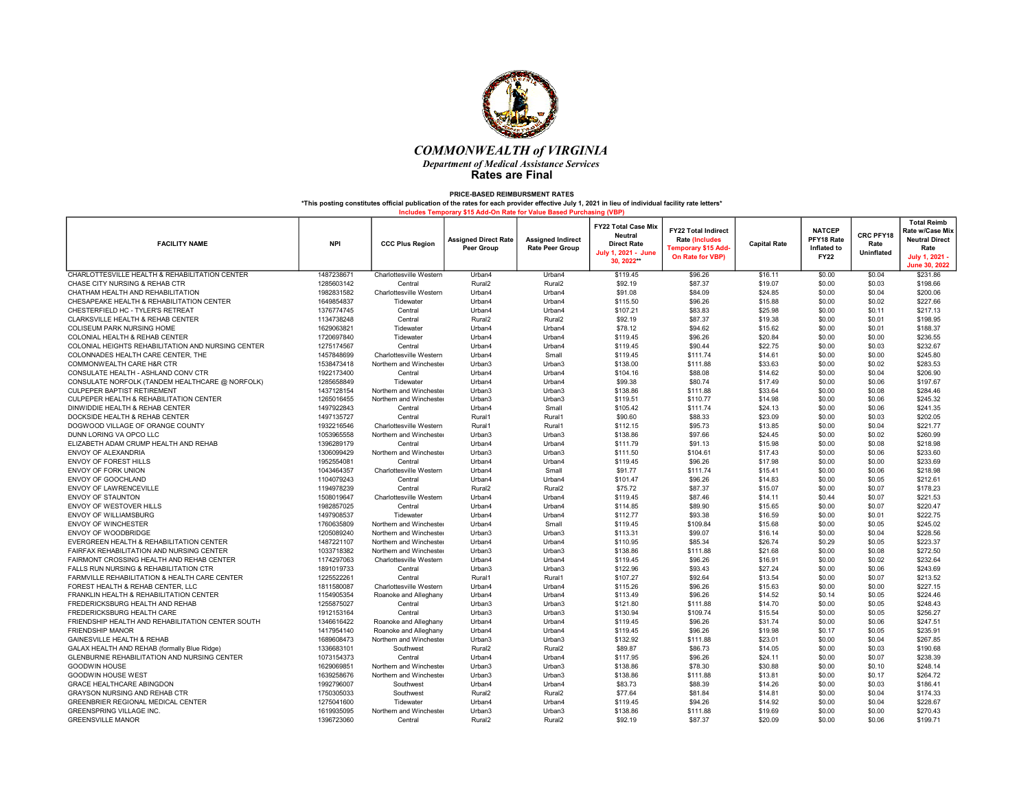# COMMONWEALTH of VIRGINIA

*Department of Medical Assistance Services*

**Rates are Final**

**PRICE-BASED REIMBURSEMENT RATES**

**\*This posting constitutes official publication of the rates for each provider effective July 1, 2021 in lieu of individual facility rate letters\***

**Includes Temporary $15 Add-On Rate for Value Based Purchasing (VBP)**

| FACILITY NAME | NPI | CCC Plus Region | Assigned Direct Rate Peer Group | Assigned Indirect Rate Peer Group | FY22 Total Case Mix Neutral Direct Rate July 1, 2021 - June 30, 2022** | FY22 Total Indirect Rate (Includes Temporary $15 Add-On Rate for VBP) | Capital Rate | NATCEP PFY18 Rate Inflated to FY22 | CRC PFY18 Rate Uninflated | Total Reimb Rate w/Case Mix Neutral Direct Rate July 1, 2021 - June 30, 2022 |
|---|---|---|---|---|---|---|---|---|---|---|
| CHARLOTTESVILLE HEALTH & REHABILITATION CENTER | 1487238671 | Charlottesville Western | Urban4 | Urban4 | $119.45 | $96.26 | $16.11 | $0.00 | $0.04 | $231.86 |
| CHASE CITY NURSING & REHAB CTR | 1285603142 | Central | Rural2 | Rural2 | $92.19 | $87.37 | $19.07 | $0.00 | $0.03 | $198.66 |
| CHATHAM HEALTH AND REHABILITATION | 1982831582 | Charlottesville Western | Urban4 | Urban4 | $91.08 | $84.09 | $24.85 | $0.00 | $0.04 | $200.06 |
| CHESAPEAKE HEALTH & REHABILITATION CENTER | 1649854837 | Tidewater | Urban4 | Urban4 | $115.50 | $96.26 | $15.88 | $0.00 | $0.02 | $227.66 |
| CHESTERFIELD HC - TYLER'S RETREAT | 1376774745 | Central | Urban4 | Urban4 | $107.21 | $83.83 | $25.98 | $0.00 | $0.11 | $217.13 |
| CLARKSVILLE HEALTH & REHAB CENTER | 1134738248 | Central | Rural2 | Rural2 | $92.19 | $87.37 | $19.38 | $0.00 | $0.01 | $198.95 |
| COLISEUM PARK NURSING HOME | 1629063821 | Tidewater | Urban4 | Urban4 | $78.12 | $94.62 | $15.62 | $0.00 | $0.01 | $188.37 |
| COLONIAL HEALTH & REHAB CENTER | 1720697840 | Tidewater | Urban4 | Urban4 | $119.45 | $96.26 | $20.84 | $0.00 | $0.00 | $236.55 |
| COLONIAL HEIGHTS REHABILITATION AND NURSING CENTER | 1275174567 | Central | Urban4 | Urban4 | $119.45 | $90.44 | $22.75 | $0.00 | $0.03 | $232.67 |
| COLONNADES HEALTH CARE CENTER, THE | 1457848699 | Charlottesville Western | Urban4 | Small | $119.45 | $111.74 | $14.61 | $0.00 | $0.00 | $245.80 |
| COMMONWEALTH CARE H&R CTR | 1538473418 | Northern and Winchester | Urban3 | Urban3 | $138.00 | $111.88 | $33.63 | $0.00 | $0.02 | $283.53 |
| CONSULATE HEALTH - ASHLAND CONV CTR | 1922173400 | Central | Urban4 | Urban4 | $104.16 | $88.08 | $14.62 | $0.00 | $0.04 | $206.90 |
| CONSULATE NORFOLK (TANDEM HEALTHCARE @ NORFOLK) | 1285658849 | Tidewater | Urban4 | Urban4 | $99.38 | $80.74 | $17.49 | $0.00 | $0.06 | $197.67 |
| CULPEPER BAPTIST RETIREMENT | 1437128154 | Northern and Winchester | Urban3 | Urban3 | $138.86 | $111.88 | $33.64 | $0.00 | $0.08 | $284.46 |
| CULPEPER HEALTH & REHABILITATION CENTER | 1265016455 | Northern and Winchester | Urban3 | Urban3 | $119.51 | $110.77 | $14.98 | $0.00 | $0.06 | $245.32 |
| DINWIDDIE HEALTH & REHAB CENTER | 1497922843 | Central | Urban4 | Small | $105.42 | $111.74 | $24.13 | $0.00 | $0.06 | $241.35 |
| DOCKSIDE HEALTH & REHAB CENTER | 1497135727 | Central | Rural1 | Rural1 | $90.60 | $88.33 | $23.09 | $0.00 | $0.03 | $202.05 |
| DOGWOOD VILLAGE OF ORANGE COUNTY | 1932216546 | Charlottesville Western | Rural1 | Rural1 | $112.15 | $95.73 | $13.85 | $0.00 | $0.04 | $221.77 |
| DUNN LORING VA OPCO LLC | 1053965558 | Northern and Winchester | Urban3 | Urban3 | $138.86 | $97.66 | $24.45 | $0.00 | $0.02 | $260.99 |
| ELIZABETH ADAM CRUMP HEALTH AND REHAB | 1396289179 | Central | Urban4 | Urban4 | $111.79 | $91.13 | $15.98 | $0.00 | $0.08 | $218.98 |
| ENVOY OF ALEXANDRIA | 1306099429 | Northern and Winchester | Urban3 | Urban3 | $111.50 | $104.61 | $17.43 | $0.00 | $0.06 | $233.60 |
| ENVOY OF FOREST HILLS | 1952554081 | Central | Urban4 | Urban4 | $119.45 | $96.26 | $17.98 | $0.00 | $0.00 | $233.69 |
| ENVOY OF FORK UNION | 1043464357 | Charlottesville Western | Urban4 | Small | $91.77 | $111.74 | $15.41 | $0.00 | $0.06 | $218.98 |
| ENVOY OF GOOCHLAND | 1104079243 | Central | Urban4 | Urban4 | $101.47 | $96.26 | $14.83 | $0.00 | $0.05 | $212.61 |
| ENVOY OF LAWRENCEVILLE | 1194978239 | Central | Rural2 | Rural2 | $75.72 | $87.37 | $15.07 | $0.00 | $0.07 | $178.23 |
| ENVOY OF STAUNTON | 1508019647 | Charlottesville Western | Urban4 | Urban4 | $119.45 | $87.46 | $14.11 | $0.44 | $0.07 | $221.53 |
| ENVOY OF WESTOVER HILLS | 1982857025 | Central | Urban4 | Urban4 | $114.85 | $89.90 | $15.65 | $0.00 | $0.07 | $220.47 |
| ENVOY OF WILLIAMSBURG | 1497908537 | Tidewater | Urban4 | Urban4 | $112.77 | $93.38 | $16.59 | $0.00 | $0.01 | $222.75 |
| ENVOY OF WINCHESTER | 1760635809 | Northern and Winchester | Urban4 | Small | $119.45 | $109.84 | $15.68 | $0.00 | $0.05 | $245.02 |
| ENVOY OF WOODBRIDGE | 1205089240 | Northern and Winchester | Urban3 | Urban3 | $113.31 | $99.07 | $16.14 | $0.00 | $0.04 | $228.56 |
| EVERGREEN HEALTH & REHABILITATION CENTER | 1487221107 | Northern and Winchester | Urban4 | Urban4 | $110.95 | $85.34 | $26.74 | $0.29 | $0.05 | $223.37 |
| FAIRFAX REHABILITATION AND NURSING CENTER | 1033718382 | Northern and Winchester | Urban3 | Urban3 | $138.86 | $111.88 | $21.68 | $0.00 | $0.08 | $272.50 |
| FAIRMONT CROSSING HEALTH AND REHAB CENTER | 1174297063 | Charlottesville Western | Urban4 | Urban4 | $119.45 | $96.26 | $16.91 | $0.00 | $0.02 | $232.64 |
| FALLS RUN NURSING & REHABILITATION CTR | 1891019733 | Central | Urban3 | Urban3 | $122.96 | $93.43 | $27.24 | $0.00 | $0.06 | $243.69 |
| FARMVILLE REHABILITATION & HEALTH CARE CENTER | 1225522261 | Central | Rural1 | Rural1 | $107.27 | $92.64 | $13.54 | $0.00 | $0.07 | $213.52 |
| FOREST HEALTH & REHAB CENTER, LLC | 1811580087 | Charlottesville Western | Urban4 | Urban4 | $115.26 | $96.26 | $15.63 | $0.00 | $0.00 | $227.15 |
| FRANKLIN HEALTH & REHABILITATION CENTER | 1154905354 | Roanoke and Alleghany | Urban4 | Urban4 | $113.49 | $96.26 | $14.52 | $0.14 | $0.05 | $224.46 |
| FREDERICKSBURG HEALTH AND REHAB | 1255875027 | Central | Urban3 | Urban3 | $121.80 | $111.88 | $14.70 | $0.00 | $0.05 | $248.43 |
| FREDERICKSBURG HEALTH CARE | 1912153164 | Central | Urban3 | Urban3 | $130.94 | $109.74 | $15.54 | $0.00 | $0.05 | $256.27 |
| FRIENDSHIP HEALTH AND REHABILITATION CENTER SOUTH | 1346616422 | Roanoke and Alleghany | Urban4 | Urban4 | $119.45 | $96.26 | $31.74 | $0.00 | $0.06 | $247.51 |
| FRIENDSHIP MANOR | 1417954140 | Roanoke and Alleghany | Urban4 | Urban4 | $119.45 | $96.26 | $19.98 | $0.17 | $0.05 | $235.91 |
| GAINESVILLE HEALTH & REHAB | 1689608473 | Northern and Winchester | Urban3 | Urban3 | $132.92 | $111.88 | $23.01 | $0.00 | $0.04 | $267.85 |
| GALAX HEALTH AND REHAB (formally Blue Ridge) | 1336683101 | Southwest | Rural2 | Rural2 | $89.87 | $86.73 | $14.05 | $0.00 | $0.03 | $190.68 |
| GLENBURNIE REHABILITATION AND NURSING CENTER | 1073154373 | Central | Urban4 | Urban4 | $117.95 | $96.26 | $24.11 | $0.00 | $0.07 | $238.39 |
| GOODWIN HOUSE | 1629069851 | Northern and Winchester | Urban3 | Urban3 | $138.86 | $78.30 | $30.88 | $0.00 | $0.10 | $248.14 |
| GOODWIN HOUSE WEST | 1639258676 | Northern and Winchester | Urban3 | Urban3 | $138.86 | $111.88 | $13.81 | $0.00 | $0.17 | $264.72 |
| GRACE HEALTHCARE ABINGDON | 1992796007 | Southwest | Urban4 | Urban4 | $83.73 | $88.39 | $14.26 | $0.00 | $0.03 | $186.41 |
| GRAYSON NURSING AND REHAB CTR | 1750305033 | Southwest | Rural2 | Rural2 | $77.64 | $81.84 | $14.81 | $0.00 | $0.04 | $174.33 |
| GREENBRIER REGIONAL MEDICAL CENTER | 1275041600 | Tidewater | Urban4 | Urban4 | $119.45 | $94.26 | $14.92 | $0.00 | $0.04 | $228.67 |
| GREENSPRING VILLAGE INC. | 1619935095 | Northern and Winchester | Urban3 | Urban3 | $138.86 | $111.88 | $19.69 | $0.00 | $0.00 | $270.43 |
| GREENSVILLE MANOR | 1396723060 | Central | Rural2 | Rural2 | $92.19 | $87.37 | $20.09 | $0.00 | $0.06 | $199.71 |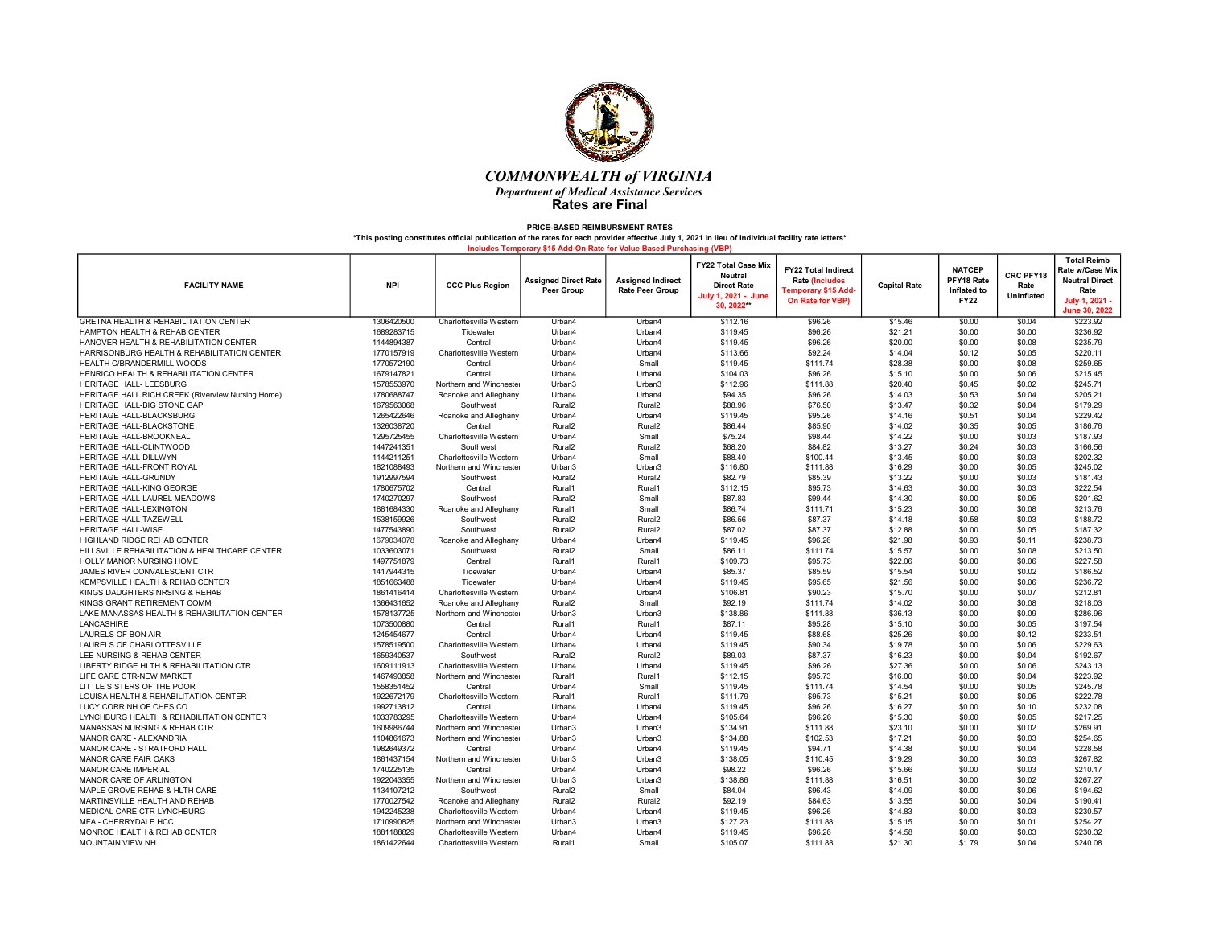# COMMONWEALTH of VIRGINIA

*Department of Medical Assistance Services*

**Rates are Final**

**PRICE-BASED REIMBURSMENT RATES**

**\*This posting constitutes official publication of the rates for each provider effective July 1, 2021 in lieu of individual facility rate letters\***

**Includes Temporary $15 Add-On Rate for Value Based Purchasing (VBP)**

| FACILITY NAME | NPI | CCC Plus Region | Assigned Direct Rate Peer Group | Assigned Indirect Rate Peer Group | FY22 Total Case Mix Neutral Direct Rate July 1, 2021 - June 30, 2022** | FY22 Total Indirect Rate (Includes Temporary $15 Add-On Rate for VBP) | Capital Rate | NATCEP PFY18 Rate Inflated to FY22 | CRC PFY18 Rate Uninflated | Total Reimb Rate w/Case Mix Neutral Direct Rate July 1, 2021 - June 30, 2022 |
|---|---|---|---|---|---|---|---|---|---|---|
| GRETNA HEALTH & REHABILITATION CENTER | 1306420500 | Charlottesville Western | Urban4 | Urban4 | $112.16 | $96.26 | $15.46 | $0.00 | $0.04 | $223.92 |
| HAMPTON HEALTH & REHAB CENTER | 1689283715 | Tidewater | Urban4 | Urban4 | $119.45 | $96.26 | $21.21 | $0.00 | $0.00 | $236.92 |
| HANOVER HEALTH & REHABILITATION CENTER | 1144894387 | Central | Urban4 | Urban4 | $119.45 | $96.26 | $20.00 | $0.00 | $0.08 | $235.79 |
| HARRISONBURG HEALTH & REHABILITATION CENTER | 1770157919 | Charlottesville Western | Urban4 | Urban4 | $113.66 | $92.24 | $14.04 | $0.12 | $0.05 | $220.11 |
| HEALTH C/BRANDERMILL WOODS | 1770572190 | Central | Urban4 | Small | $119.45 | $111.74 | $28.38 | $0.00 | $0.08 | $259.65 |
| HENRICO HEALTH & REHABILITATION CENTER | 1679147821 | Central | Urban4 | Urban4 | $104.03 | $96.26 | $15.10 | $0.00 | $0.06 | $215.45 |
| HERITAGE HALL- LEESBURG | 1578553970 | Northern and Winchester | Urban3 | Urban3 | $112.96 | $111.88 | $20.40 | $0.45 | $0.02 | $245.71 |
| HERITAGE HALL RICH CREEK (Riverview Nursing Home) | 1780688747 | Roanoke and Alleghany | Urban4 | Urban4 | $94.35 | $96.26 | $14.03 | $0.53 | $0.04 | $205.21 |
| HERITAGE HALL-BIG STONE GAP | 1679563068 | Southwest | Rural2 | Rural2 | $88.96 | $76.50 | $13.47 | $0.32 | $0.04 | $179.29 |
| HERITAGE HALL-BLACKSBURG | 1265422646 | Roanoke and Alleghany | Urban4 | Urban4 | $119.45 | $95.26 | $14.16 | $0.51 | $0.04 | $229.42 |
| HERITAGE HALL-BLACKSTONE | 1326038720 | Central | Rural2 | Rural2 | $86.44 | $85.90 | $14.02 | $0.35 | $0.05 | $186.76 |
| HERITAGE HALL-BROOKNEAL | 1295725455 | Charlottesville Western | Urban4 | Small | $75.24 | $98.44 | $14.22 | $0.00 | $0.03 | $187.93 |
| HERITAGE HALL-CLINTWOOD | 1447241351 | Southwest | Rural2 | Rural2 | $68.20 | $84.82 | $13.27 | $0.24 | $0.03 | $166.56 |
| HERITAGE HALL-DILLWYN | 1144211251 | Charlottesville Western | Urban4 | Small | $88.40 | $100.44 | $13.45 | $0.00 | $0.03 | $202.32 |
| HERITAGE HALL-FRONT ROYAL | 1821088493 | Northern and Winchester | Urban3 | Urban3 | $116.80 | $111.88 | $16.29 | $0.00 | $0.05 | $245.02 |
| HERITAGE HALL-GRUNDY | 1912997594 | Southwest | Rural2 | Rural2 | $82.79 | $85.39 | $13.22 | $0.00 | $0.03 | $181.43 |
| HERITAGE HALL-KING GEORGE | 1780675702 | Central | Rural1 | Rural1 | $112.15 | $95.73 | $14.63 | $0.00 | $0.03 | $222.54 |
| HERITAGE HALL-LAUREL MEADOWS | 1740270297 | Southwest | Rural2 | Small | $87.83 | $99.44 | $14.30 | $0.00 | $0.05 | $201.62 |
| HERITAGE HALL-LEXINGTON | 1881684330 | Roanoke and Alleghany | Rural1 | Small | $86.74 | $111.71 | $15.23 | $0.00 | $0.08 | $213.76 |
| HERITAGE HALL-TAZEWELL | 1538159926 | Southwest | Rural2 | Rural2 | $86.56 | $87.37 | $14.18 | $0.58 | $0.03 | $188.72 |
| HERITAGE HALL-WISE | 1477543890 | Southwest | Rural2 | Rural2 | $87.02 | $87.37 | $12.88 | $0.00 | $0.05 | $187.32 |
| HIGHLAND RIDGE REHAB CENTER | 1679034078 | Roanoke and Alleghany | Urban4 | Urban4 | $119.45 | $96.26 | $21.98 | $0.93 | $0.11 | $238.73 |
| HILLSVILLE REHABILITATION & HEALTHCARE CENTER | 1033603071 | Southwest | Rural2 | Small | $86.11 | $111.74 | $15.57 | $0.00 | $0.08 | $213.50 |
| HOLLY MANOR NURSING HOME | 1497751879 | Central | Rural1 | Rural1 | $109.73 | $95.73 | $22.06 | $0.00 | $0.06 | $227.58 |
| JAMES RIVER CONVALESCENT CTR | 1417944315 | Tidewater | Urban4 | Urban4 | $85.37 | $85.59 | $15.54 | $0.00 | $0.02 | $186.52 |
| KEMPSVILLE HEALTH & REHAB CENTER | 1851663488 | Tidewater | Urban4 | Urban4 | $119.45 | $95.65 | $21.56 | $0.00 | $0.06 | $236.72 |
| KINGS DAUGHTERS NRSING & REHAB | 1861416414 | Charlottesville Western | Urban4 | Urban4 | $106.81 | $90.23 | $15.70 | $0.00 | $0.07 | $212.81 |
| KINGS GRANT RETIREMENT COMM | 1366431652 | Roanoke and Alleghany | Rural2 | Small | $92.19 | $111.74 | $14.02 | $0.00 | $0.08 | $218.03 |
| LAKE MANASSAS HEALTH & REHABILITATION CENTER | 1578137725 | Northern and Winchester | Urban3 | Urban3 | $138.86 | $111.88 | $36.13 | $0.00 | $0.09 | $286.96 |
| LANCASHIRE | 1073500880 | Central | Rural1 | Rural1 | $87.11 | $95.28 | $15.10 | $0.00 | $0.05 | $197.54 |
| LAURELS OF BON AIR | 1245454677 | Central | Urban4 | Urban4 | $119.45 | $88.68 | $25.26 | $0.00 | $0.12 | $233.51 |
| LAURELS OF CHARLOTTESVILLE | 1578519500 | Charlottesville Western | Urban4 | Urban4 | $119.45 | $90.34 | $19.78 | $0.00 | $0.06 | $229.63 |
| LEE NURSING & REHAB CENTER | 1659340537 | Southwest | Rural2 | Rural2 | $89.03 | $87.37 | $16.23 | $0.00 | $0.04 | $192.67 |
| LIBERTY RIDGE HLTH & REHABILITATION CTR. | 1609111913 | Charlottesville Western | Urban4 | Urban4 | $119.45 | $96.26 | $27.36 | $0.00 | $0.06 | $243.13 |
| LIFE CARE CTR-NEW MARKET | 1467493858 | Northern and Winchester | Rural1 | Rural1 | $112.15 | $95.73 | $16.00 | $0.00 | $0.04 | $223.92 |
| LITTLE SISTERS OF THE POOR | 1558351452 | Central | Urban4 | Small | $119.45 | $111.74 | $14.54 | $0.00 | $0.05 | $245.78 |
| LOUISA HEALTH & REHABILITATION CENTER | 1922672179 | Charlottesville Western | Rural1 | Rural1 | $111.79 | $95.73 | $15.21 | $0.00 | $0.05 | $222.78 |
| LUCY CORR NH OF CHES CO | 1992713812 | Central | Urban4 | Urban4 | $119.45 | $96.26 | $16.27 | $0.00 | $0.10 | $232.08 |
| LYNCHBURG HEALTH & REHABILITATION CENTER | 1033783295 | Charlottesville Western | Urban4 | Urban4 | $105.64 | $96.26 | $15.30 | $0.00 | $0.05 | $217.25 |
| MANASSAS NURSING & REHAB CTR | 1609986744 | Northern and Winchester | Urban3 | Urban3 | $134.91 | $111.88 | $23.10 | $0.00 | $0.02 | $269.91 |
| MANOR CARE - ALEXANDRIA | 1104861673 | Northern and Winchester | Urban3 | Urban3 | $134.88 | $102.53 | $17.21 | $0.00 | $0.03 | $254.65 |
| MANOR CARE - STRATFORD HALL | 1982649372 | Central | Urban4 | Urban4 | $119.45 | $94.71 | $14.38 | $0.00 | $0.04 | $228.58 |
| MANOR CARE FAIR OAKS | 1861437154 | Northern and Winchester | Urban3 | Urban3 | $138.05 | $110.45 | $19.29 | $0.00 | $0.03 | $267.82 |
| MANOR CARE IMPERIAL | 1740225135 | Central | Urban4 | Urban4 | $98.22 | $96.26 | $15.66 | $0.00 | $0.03 | $210.17 |
| MANOR CARE OF ARLINGTON | 1922043355 | Northern and Winchester | Urban3 | Urban3 | $138.86 | $111.88 | $16.51 | $0.00 | $0.02 | $267.27 |
| MAPLE GROVE REHAB & HLTH CARE | 1134107212 | Southwest | Rural2 | Small | $84.04 | $96.43 | $14.09 | $0.00 | $0.06 | $194.62 |
| MARTINSVILLE HEALTH AND REHAB | 1770027542 | Roanoke and Alleghany | Rural2 | Rural2 | $92.19 | $84.63 | $13.55 | $0.00 | $0.04 | $190.41 |
| MEDICAL CARE CTR-LYNCHBURG | 1942245238 | Charlottesville Western | Urban4 | Urban4 | $119.45 | $96.26 | $14.83 | $0.00 | $0.03 | $230.57 |
| MFA - CHERRYDALE HCC | 1710990825 | Northern and Winchester | Urban3 | Urban3 | $127.23 | $111.88 | $15.15 | $0.00 | $0.01 | $254.27 |
| MONROE HEALTH & REHAB CENTER | 1881188829 | Charlottesville Western | Urban4 | Urban4 | $119.45 | $96.26 | $14.58 | $0.00 | $0.03 | $230.32 |
| MOUNTAIN VIEW NH | 1861422644 | Charlottesville Western | Rural1 | Small | $105.07 | $111.88 | $21.30 | $1.79 | $0.04 | $240.08 |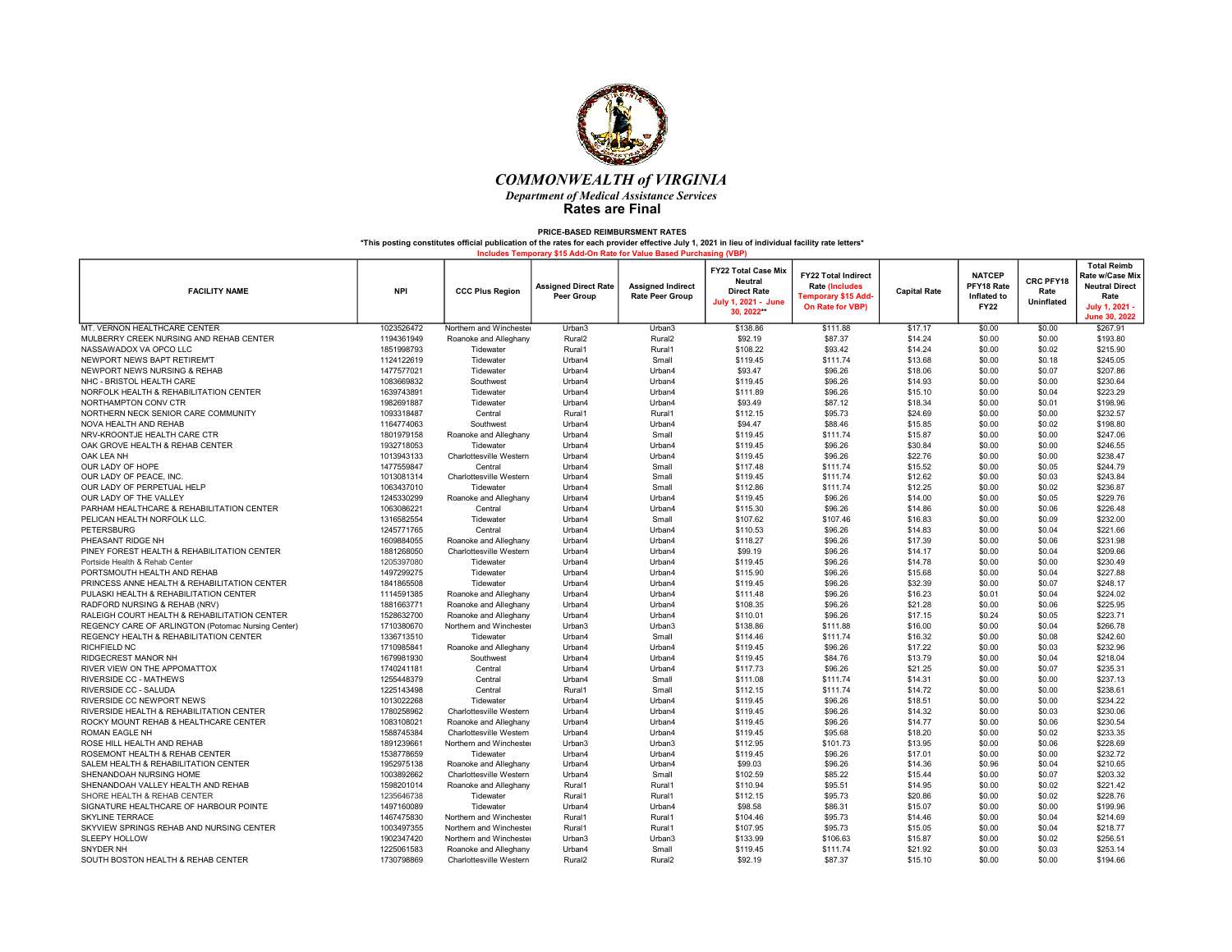# COMMONWEALTH of VIRGINIA

*Department of Medical Assistance Services*

**Rates are Final**

**PRICE-BASED REIMBURSMENT RATES**

**\*This posting constitutes official publication of the rates for each provider effective July 1, 2021 in lieu of individual facility rate letters\***

**Includes Temporary $15 Add-On Rate for Value Based Purchasing (VBP)**

| FACILITY NAME | NPI | CCC Plus Region | Assigned Direct Rate Peer Group | Assigned Indirect Rate Peer Group | FY22 Total Case Mix Neutral Direct Rate July 1, 2021 - June 30, 2022** | FY22 Total Indirect Rate (Includes Temporary $15 Add-On Rate for VBP) | Capital Rate | NATCEP PFY18 Rate Inflated to FY22 | CRC PFY18 Rate Uninflated | Total Reimb Rate w/Case Mix Neutral Direct Rate July 1, 2021 - June 30, 2022 |
|---|---|---|---|---|---|---|---|---|---|---|
| MT. VERNON HEALTHCARE CENTER | 1023526472 | Northern and Winchester | Urban3 | Urban3 | $138.86 | $111.88 | $17.17 | $0.00 | $0.00 | $267.91 |
| MULBERRY CREEK NURSING AND REHAB CENTER | 1194361949 | Roanoke and Alleghany | Rural2 | Rural2 | $92.19 | $87.37 | $14.24 | $0.00 | $0.00 | $193.80 |
| NASSAWADOX VA OPCO LLC | 1851998793 | Tidewater | Rural1 | Rural1 | $108.22 | $93.42 | $14.24 | $0.00 | $0.02 | $215.90 |
| NEWPORT NEWS BAPT RETIREM'T | 1124122619 | Tidewater | Urban4 | Small | $119.45 | $111.74 | $13.68 | $0.00 | $0.18 | $245.05 |
| NEWPORT NEWS NURSING & REHAB | 1477577021 | Tidewater | Urban4 | Urban4 | $93.47 | $96.26 | $18.06 | $0.00 | $0.07 | $207.86 |
| NHC - BRISTOL HEALTH CARE | 1083669832 | Southwest | Urban4 | Urban4 | $119.45 | $96.26 | $14.93 | $0.00 | $0.00 | $230.64 |
| NORFOLK HEALTH & REHABILITATION CENTER | 1639743891 | Tidewater | Urban4 | Urban4 | $111.89 | $96.26 | $15.10 | $0.00 | $0.04 | $223.29 |
| NORTHAMPTON CONV CTR | 1982691887 | Tidewater | Urban4 | Urban4 | $93.49 | $87.12 | $18.34 | $0.00 | $0.01 | $198.96 |
| NORTHERN NECK SENIOR CARE COMMUNITY | 1093318487 | Central | Rural1 | Rural1 | $112.15 | $95.73 | $24.69 | $0.00 | $0.00 | $232.57 |
| NOVA HEALTH AND REHAB | 1164774063 | Southwest | Urban4 | Urban4 | $94.47 | $88.46 | $15.85 | $0.00 | $0.02 | $198.80 |
| NRV-KROONTJE HEALTH CARE CTR | 1801979158 | Roanoke and Alleghany | Urban4 | Small | $119.45 | $111.74 | $15.87 | $0.00 | $0.00 | $247.06 |
| OAK GROVE HEALTH & REHAB CENTER | 1932718053 | Tidewater | Urban4 | Urban4 | $119.45 | $96.26 | $30.84 | $0.00 | $0.00 | $246.55 |
| OAK LEA NH | 1013943133 | Charlottesville Western | Urban4 | Urban4 | $119.45 | $96.26 | $22.76 | $0.00 | $0.00 | $238.47 |
| OUR LADY OF HOPE | 1477559847 | Central | Urban4 | Small | $117.48 | $111.74 | $15.52 | $0.00 | $0.05 | $244.79 |
| OUR LADY OF PEACE, INC. | 1013081314 | Charlottesville Western | Urban4 | Small | $119.45 | $111.74 | $12.62 | $0.00 | $0.03 | $243.84 |
| OUR LADY OF PERPETUAL HELP | 1063437010 | Tidewater | Urban4 | Small | $112.86 | $111.74 | $12.25 | $0.00 | $0.02 | $236.87 |
| OUR LADY OF THE VALLEY | 1245330299 | Roanoke and Alleghany | Urban4 | Urban4 | $119.45 | $96.26 | $14.00 | $0.00 | $0.05 | $229.76 |
| PARHAM HEALTHCARE & REHABILITATION CENTER | 1063086221 | Central | Urban4 | Urban4 | $115.30 | $96.26 | $14.86 | $0.00 | $0.06 | $226.48 |
| PELICAN HEALTH NORFOLK LLC. | 1316582554 | Tidewater | Urban4 | Small | $107.62 | $107.46 | $16.83 | $0.00 | $0.09 | $232.00 |
| PETERSBURG | 1245771765 | Central | Urban4 | Urban4 | $110.53 | $96.26 | $14.83 | $0.00 | $0.04 | $221.66 |
| PHEASANT RIDGE NH | 1609884055 | Roanoke and Alleghany | Urban4 | Urban4 | $118.27 | $96.26 | $17.39 | $0.00 | $0.06 | $231.98 |
| PINEY FOREST HEALTH & REHABILITATION CENTER | 1881268050 | Charlottesville Western | Urban4 | Urban4 | $99.19 | $96.26 | $14.17 | $0.00 | $0.04 | $209.66 |
| Portside Health & Rehab Center | 1205397080 | Tidewater | Urban4 | Urban4 | $119.45 | $96.26 | $14.78 | $0.00 | $0.00 | $230.49 |
| PORTSMOUTH HEALTH AND REHAB | 1497299275 | Tidewater | Urban4 | Urban4 | $115.90 | $96.26 | $15.68 | $0.00 | $0.04 | $227.88 |
| PRINCESS ANNE HEALTH & REHABILITATION CENTER | 1841865508 | Tidewater | Urban4 | Urban4 | $119.45 | $96.26 | $32.39 | $0.00 | $0.07 | $248.17 |
| PULASKI HEALTH & REHABILITATION CENTER | 1114591385 | Roanoke and Alleghany | Urban4 | Urban4 | $111.48 | $96.26 | $16.23 | $0.01 | $0.04 | $224.02 |
| RADFORD NURSING & REHAB (NRV) | 1881663771 | Roanoke and Alleghany | Urban4 | Urban4 | $108.35 | $96.26 | $21.28 | $0.00 | $0.06 | $225.95 |
| RALEIGH COURT HEALTH & REHABILITATION CENTER | 1528632700 | Roanoke and Alleghany | Urban4 | Urban4 | $110.01 | $96.26 | $17.15 | $0.24 | $0.05 | $223.71 |
| REGENCY CARE OF ARLINGTON (Potomac Nursing Center) | 1710380670 | Northern and Winchester | Urban3 | Urban3 | $138.86 | $111.88 | $16.00 | $0.00 | $0.04 | $266.78 |
| REGENCY HEALTH & REHABILITATION CENTER | 1336713510 | Tidewater | Urban4 | Small | $114.46 | $111.74 | $16.32 | $0.00 | $0.08 | $242.60 |
| RICHFIELD NC | 1710985841 | Roanoke and Alleghany | Urban4 | Urban4 | $119.45 | $96.26 | $17.22 | $0.00 | $0.03 | $232.96 |
| RIDGECREST MANOR NH | 1679981930 | Southwest | Urban4 | Urban4 | $119.45 | $84.76 | $13.79 | $0.00 | $0.04 | $218.04 |
| RIVER VIEW ON THE APPOMATTOX | 1740241181 | Central | Urban4 | Urban4 | $117.73 | $96.26 | $21.25 | $0.00 | $0.07 | $235.31 |
| RIVERSIDE CC - MATHEWS | 1255448379 | Central | Urban4 | Small | $111.08 | $111.74 | $14.31 | $0.00 | $0.00 | $237.13 |
| RIVERSIDE CC - SALUDA | 1225143498 | Central | Rural1 | Small | $112.15 | $111.74 | $14.72 | $0.00 | $0.00 | $238.61 |
| RIVERSIDE CC NEWPORT NEWS | 1013022268 | Tidewater | Urban4 | Urban4 | $119.45 | $96.26 | $18.51 | $0.00 | $0.00 | $234.22 |
| RIVERSIDE HEALTH & REHABILITATION CENTER | 1780258962 | Charlottesville Western | Urban4 | Urban4 | $119.45 | $96.26 | $14.32 | $0.00 | $0.03 | $230.06 |
| ROCKY MOUNT REHAB & HEALTHCARE CENTER | 1083108021 | Roanoke and Alleghany | Urban4 | Urban4 | $119.45 | $96.26 | $14.77 | $0.00 | $0.06 | $230.54 |
| ROMAN EAGLE NH | 1588745384 | Charlottesville Western | Urban4 | Urban4 | $119.45 | $95.68 | $18.20 | $0.00 | $0.02 | $233.35 |
| ROSE HILL HEALTH AND REHAB | 1891239661 | Northern and Winchester | Urban3 | Urban3 | $112.95 | $101.73 | $13.95 | $0.00 | $0.06 | $228.69 |
| ROSEMONT HEALTH & REHAB CENTER | 1538778659 | Tidewater | Urban4 | Urban4 | $119.45 | $96.26 | $17.01 | $0.00 | $0.00 | $232.72 |
| SALEM HEALTH & REHABILITATION CENTER | 1952975138 | Roanoke and Alleghany | Urban4 | Urban4 | $99.03 | $96.26 | $14.36 | $0.96 | $0.04 | $210.65 |
| SHENANDOAH NURSING HOME | 1003892662 | Charlottesville Western | Urban4 | Small | $102.59 | $85.22 | $15.44 | $0.00 | $0.07 | $203.32 |
| SHENANDOAH VALLEY HEALTH AND REHAB | 1598201014 | Roanoke and Alleghany | Rural1 | Rural1 | $110.94 | $95.51 | $14.95 | $0.00 | $0.02 | $221.42 |
| SHORE HEALTH & REHAB CENTER | 1235646738 | Tidewater | Rural1 | Rural1 | $112.15 | $95.73 | $20.86 | $0.00 | $0.02 | $228.76 |
| SIGNATURE HEALTHCARE OF HARBOUR POINTE | 1497160089 | Tidewater | Urban4 | Urban4 | $98.58 | $86.31 | $15.07 | $0.00 | $0.00 | $199.96 |
| SKYLINE TERRACE | 1467475830 | Northern and Winchester | Rural1 | Rural1 | $104.46 | $95.73 | $14.46 | $0.00 | $0.04 | $214.69 |
| SKYVIEW SPRINGS REHAB AND NURSING CENTER | 1003497355 | Northern and Winchester | Rural1 | Rural1 | $107.95 | $95.73 | $15.05 | $0.00 | $0.04 | $218.77 |
| SLEEPY HOLLOW | 1902347420 | Northern and Winchester | Urban3 | Urban3 | $133.99 | $106.63 | $15.87 | $0.00 | $0.02 | $256.51 |
| SNYDER NH | 1225061583 | Roanoke and Alleghany | Urban4 | Small | $119.45 | $111.74 | $21.92 | $0.00 | $0.03 | $253.14 |
| SOUTH BOSTON HEALTH & REHAB CENTER | 1730798869 | Charlottesville Western | Rural2 | Rural2 | $92.19 | $87.37 | $15.10 | $0.00 | $0.00 | $194.66 |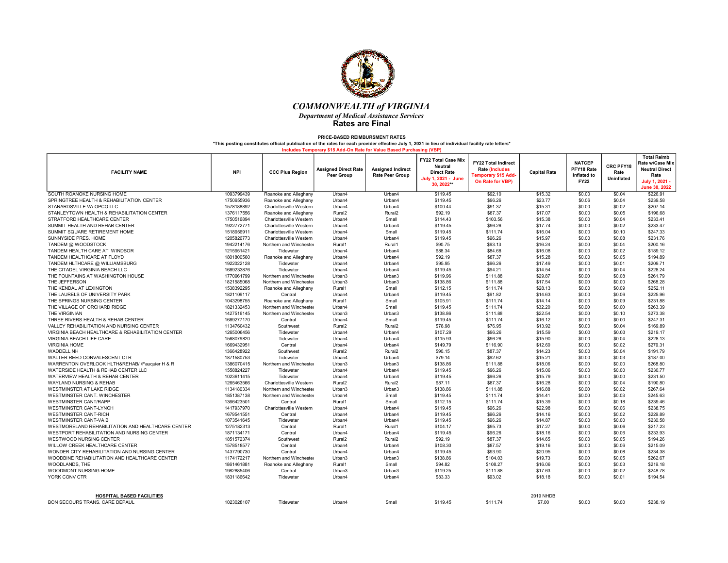# *COMMONWEALTH of VIRGINIA*

*Department of Medical Assistance Services*

**Rates are Final**

**PRICE-BASED REIMBURSMENT RATES**

**\*This posting constitutes official publication of the rates for each provider effective July 1, 2021 in lieu of individual facility rate letters\***

**Includes Temporary $15 Add-On Rate for Value Based Purchasing (VBP)**

| FACILITY NAME | NPI | CCC Plus Region | Assigned Direct Rate Peer Group | Assigned Indirect Rate Peer Group | FY22 Total Case Mix Neutral Direct Rate July 1, 2021 - June 30, 2022** | FY22 Total Indirect Rate (Includes Temporary $15 Add-On Rate for VBP) | Capital Rate | NATCEP PFY18 Rate Inflated to FY22 | CRC PFY18 Rate Uninflated | Total Reimb Rate w/Case Mix Neutral Direct Rate July 1, 2021 - June 30, 2022 |
|---|---|---|---|---|---|---|---|---|---|---|
| SOUTH ROANOKE NURSING HOME | 1093799439 | Roanoke and Alleghany | Urban4 | Urban4 | $119.45 | $92.10 | $15.32 | $0.00 | $0.04 | $226.91 |
| SPRINGTREE HEALTH & REHABILITATION CENTER | 1750955936 | Roanoke and Alleghany | Urban4 | Urban4 | $119.45 | $96.26 | $23.77 | $0.06 | $0.04 | $239.58 |
| STANARDSVILLE VA OPCO LLC | 1578188892 | Charlottesville Western | Urban4 | Urban4 | $100.44 | $91.37 | $15.31 | $0.00 | $0.02 | $207.14 |
| STANLEYTOWN HEALTH & REHABILITATION CENTER | 1376117556 | Roanoke and Alleghany | Rural2 | Rural2 | $92.19 | $87.37 | $17.07 | $0.00 | $0.05 | $196.68 |
| STRATFORD HEALTHCARE CENTER | 1750516894 | Charlottesville Western | Urban4 | Small | $114.43 | $103.56 | $15.38 | $0.00 | $0.04 | $233.41 |
| SUMMIT HEALTH AND REHAB CENTER | 1922772771 | Charlottesville Western | Urban4 | Urban4 | $119.45 | $96.26 | $17.74 | $0.00 | $0.02 | $233.47 |
| SUMMIT SQUARE RETIREMENT HOME | 1518956911 | Charlottesville Western | Urban4 | Small | $119.45 | $111.74 | $16.04 | $0.00 | $0.10 | $247.33 |
| SUNNYSIDE PRES. HOME | 1205826773 | Charlottesville Western | Urban4 | Urban4 | $119.45 | $96.26 | $15.97 | $0.00 | $0.08 | $231.76 |
| TANDEM @ WOODSTOCK | 1942214176 | Northern and Winchester | Rural1 | Rural1 | $90.75 | $93.13 | $16.24 | $0.00 | $0.04 | $200.16 |
| TANDEM HEALTH CARE AT WINDSOR | 1215951421 | Tidewater | Urban4 | Urban4 | $88.34 | $84.68 | $16.08 | $0.00 | $0.02 | $189.12 |
| TANDEM HEALTHCARE AT FLOYD | 1801800560 | Roanoke and Alleghany | Urban4 | Rural2 | $92.19 | $87.37 | $15.28 | $0.00 | $0.05 | $194.89 |
| TANDEM HLTHCARE @ WILLIAMSBURG | 1922022128 | Tidewater | Urban4 | Urban4 | $95.95 | $96.26 | $17.49 | $0.00 | $0.01 | $209.71 |
| THE CITADEL VIRGINIA BEACH LLC | 1689233876 | Tidewater | Urban4 | Urban4 | $119.45 | $94.21 | $14.54 | $0.00 | $0.04 | $228.24 |
| THE FOUNTAINS AT WASHINGTON HOUSE | 1770961799 | Northern and Winchester | Urban3 | Urban3 | $119.96 | $111.88 | $29.87 | $0.00 | $0.08 | $261.79 |
| THE JEFFERSON | 1821585068 | Northern and Winchester | Urban3 | Urban3 | $138.86 | $111.88 | $17.54 | $0.00 | $0.00 | $268.28 |
| THE KENDAL AT LEXINGTON | 1538392295 | Roanoke and Alleghany | Rural1 | Small | $112.15 | $111.74 | $28.13 | $0.00 | $0.09 | $252.11 |
| THE LAURELS OF UNIVERSITY PARK | 1821109117 | Central | Urban4 | Urban4 | $119.45 | $91.82 | $14.63 | $0.00 | $0.06 | $225.96 |
| THE SPRINGS NURSING CENTER | 1043298755 | Roanoke and Alleghany | Rural1 | Small | $105.91 | $111.74 | $14.14 | $0.00 | $0.09 | $231.88 |
| THE VILLAGE OF ORCHARD RIDGE | 1821332453 | Northern and Winchester | Urban4 | Small | $119.45 | $111.74 | $32.20 | $0.00 | $0.00 | $263.39 |
| THE VIRGINIAN | 1427516145 | Northern and Winchester | Urban3 | Urban3 | $138.86 | $111.88 | $22.54 | $0.00 | $0.10 | $273.38 |
| THREE RIVERS HEALTH & REHAB CENTER | 1689277170 | Central | Urban4 | Small | $119.45 | $111.74 | $16.12 | $0.00 | $0.00 | $247.31 |
| VALLEY REHABILITATION AND NURSING CENTER | 1134760432 | Southwest | Rural2 | Rural2 | $78.98 | $76.95 | $13.92 | $0.00 | $0.04 | $169.89 |
| VIRGINIA BEACH HEALTHCARE & REHABILITATION CENTER | 1265006456 | Tidewater | Urban4 | Urban4 | $107.29 | $96.26 | $15.59 | $0.00 | $0.03 | $219.17 |
| VIRGINIA BEACH LIFE CARE | 1568079820 | Tidewater | Urban4 | Urban4 | $115.93 | $96.26 | $15.90 | $0.00 | $0.04 | $228.13 |
| VIRGINIA HOME | 1669432951 | Central | Urban4 | Urban4 | $149.79 | $116.90 | $12.60 | $0.00 | $0.02 | $279.31 |
| WADDELL NH | 1366428922 | Southwest | Rural2 | Rural2 | $90.15 | $87.37 | $14.23 | $0.00 | $0.04 | $191.79 |
| WALTER REED CONVALESCENT CTR | 1871580753 | Tidewater | Urban4 | Urban4 | $79.14 | $92.62 | $15.21 | $0.00 | $0.03 | $187.00 |
| WARRENTON OVERLOOK HLTH&REHAB/ /Fauquier H & R | 1386070415 | Northern and Winchester | Urban3 | Urban3 | $138.86 | $111.88 | $18.06 | $0.00 | $0.00 | $268.80 |
| WATERSIDE HEALTH & REHAB CENTER LLC | 1558824227 | Tidewater | Urban4 | Urban4 | $119.45 | $96.26 | $15.06 | $0.00 | $0.00 | $230.77 |
| WATERVIEW HEALTH & REHAB CENTER | 1023611415 | Tidewater | Urban4 | Urban4 | $119.45 | $96.26 | $15.79 | $0.00 | $0.00 | $231.50 |
| WAYLAND NURSING & REHAB | 1265463566 | Charlottesville Western | Rural2 | Rural2 | $87.11 | $87.37 | $16.28 | $0.00 | $0.04 | $190.80 |
| WESTMINSTER AT LAKE RIDGE | 1134180334 | Northern and Winchester | Urban3 | Urban3 | $138.86 | $111.88 | $16.88 | $0.00 | $0.02 | $267.64 |
| WESTMINSTER CANT. WINCHESTER | 1851387138 | Northern and Winchester | Urban4 | Small | $119.45 | $111.74 | $14.41 | $0.00 | $0.03 | $245.63 |
| WESTMINSTER CANT/RAPP | 1366423501 | Central | Rural1 | Small | $112.15 | $111.74 | $15.39 | $0.00 | $0.18 | $239.46 |
| WESTMINSTER CANT-LYNCH | 1417937970 | Charlottesville Western | Urban4 | Urban4 | $119.45 | $96.26 | $22.98 | $0.00 | $0.06 | $238.75 |
| WESTMINSTER CANT-RICH | 1679541551 | Central | Urban4 | Urban4 | $119.45 | $96.26 | $14.16 | $0.00 | $0.02 | $229.89 |
| WESTMINSTER CANT-VA B | 1073541645 | Tidewater | Urban4 | Urban4 | $119.45 | $96.26 | $14.87 | $0.00 | $0.00 | $230.58 |
| WESTMORELAND REHABILITATION AND HEALTHCARE CENTER | 1275182313 | Central | Rural1 | Rural1 | $104.17 | $95.73 | $17.27 | $0.00 | $0.06 | $217.23 |
| WESTPORT REHABILITATION AND NURSING CENTER | 1871134171 | Central | Urban4 | Urban4 | $119.45 | $96.26 | $18.16 | $0.00 | $0.06 | $233.93 |
| WESTWOOD NURSING CENTER | 1851572374 | Southwest | Rural2 | Rural2 | $92.19 | $87.37 | $14.65 | $0.00 | $0.05 | $194.26 |
| WILLOW CREEK HEALTHCARE CENTER | 1578518577 | Central | Urban4 | Urban4 | $108.30 | $87.57 | $19.16 | $0.00 | $0.06 | $215.09 |
| WONDER CITY REHABILITATION AND NURSING CENTER | 1437790730 | Central | Urban4 | Urban4 | $119.45 | $93.90 | $20.95 | $0.00 | $0.08 | $234.38 |
| WOODBINE REHABILITATION AND HEALTHCARE CENTER | 1174172217 | Northern and Winchester | Urban3 | Urban3 | $138.86 | $104.03 | $19.73 | $0.00 | $0.05 | $262.67 |
| WOODLANDS, THE | 1861461881 | Roanoke and Alleghany | Rural1 | Small | $94.82 | $108.27 | $16.06 | $0.00 | $0.03 | $219.18 |
| WOODMONT NURSING HOME | 1982885406 | Central | Urban3 | Urban3 | $119.25 | $111.88 | $17.63 | $0.00 | $0.02 | $248.78 |
| YORK CONV CTR | 1831186642 | Tidewater | Urban4 | Urban4 | $83.33 | $93.02 | $18.18 | $0.00 | $0.01 | $194.54 |
| | | | | | | | | | | |
| **HOSPITAL BASED FACILITIES** | | | | | | | 2019 NHDB | | | |
| BON SECOURS TRANS. CARE DEPAUL | 1023028107 | Tidewater | Urban4 | Small | $119.45 | $111.74 | $7.00 | $0.00 | $0.00 | $238.19 |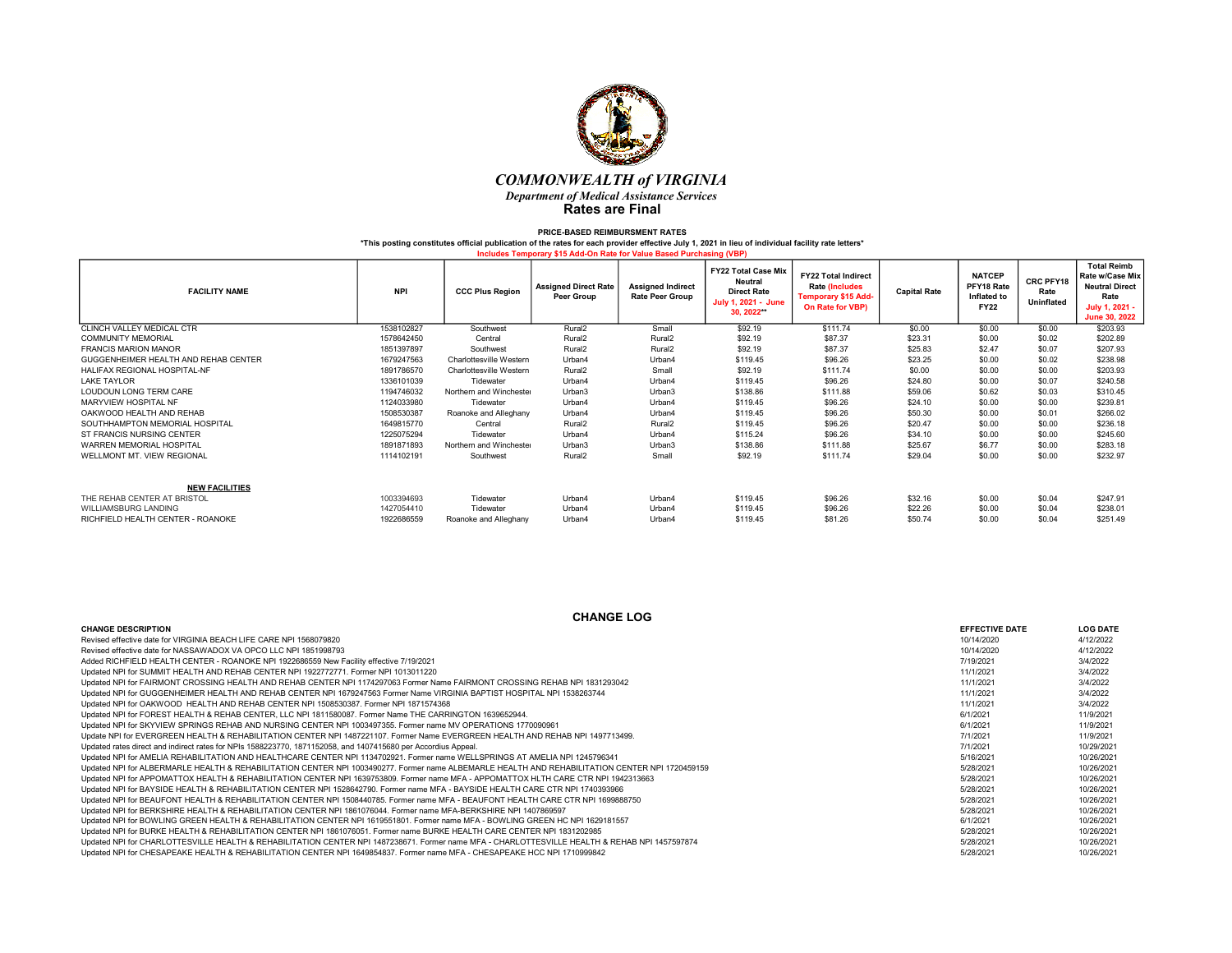# COMMONWEALTH of VIRGINIA

*Department of Medical Assistance Services*

**Rates are Final**

**PRICE-BASED REIMBURSMENT RATES**

**\*This posting constitutes official publication of the rates for each provider effective July 1, 2021 in lieu of individual facility rate letters\***

**Includes Temporary $15 Add-On Rate for Value Based Purchasing (VBP)**

| FACILITY NAME | NPI | CCC Plus Region | Assigned Direct Rate Peer Group | Assigned Indirect Rate Peer Group | FY22 Total Case Mix Neutral Direct Rate July 1, 2021 - June 30, 2022** | FY22 Total Indirect Rate (Includes Temporary $15 Add-On Rate for VBP) | Capital Rate | NATCEP PFY18 Rate Inflated to FY22 | CRC PFY18 Rate Uninflated | Total Reimb Rate w/Case Mix Neutral Direct Rate July 1, 2021 - June 30, 2022 |
|---|---|---|---|---|---|---|---|---|---|---|
| CLINCH VALLEY MEDICAL CTR | 1538102827 | Southwest | Rural2 | Small | $92.19 | $111.74 | $0.00 | $0.00 | $0.00 | $203.93 |
| COMMUNITY MEMORIAL | 1578642450 | Central | Rural2 | Rural2 | $92.19 | $87.37 | $23.31 | $0.00 | $0.02 | $202.89 |
| FRANCIS MARION MANOR | 1851397897 | Southwest | Rural2 | Rural2 | $92.19 | $87.37 | $25.83 | $2.47 | $0.07 | $207.93 |
| GUGGENHEIMER HEALTH AND REHAB CENTER | 1679247563 | Charlottesville Western | Urban4 | Urban4 | $119.45 | $96.26 | $23.25 | $0.00 | $0.02 | $238.98 |
| HALIFAX REGIONAL HOSPITAL-NF | 1891786570 | Charlottesville Western | Rural2 | Small | $92.19 | $111.74 | $0.00 | $0.00 | $0.00 | $203.93 |
| LAKE TAYLOR | 1336101039 | Tidewater | Urban4 | Urban4 | $119.45 | $96.26 | $24.80 | $0.00 | $0.07 | $240.58 |
| LOUDOUN LONG TERM CARE | 1194746032 | Northern and Winchester | Urban3 | Urban3 | $138.86 | $111.88 | $59.06 | $0.62 | $0.03 | $310.45 |
| MARYVIEW HOSPITAL NF | 1124033980 | Tidewater | Urban4 | Urban4 | $119.45 | $96.26 | $24.10 | $0.00 | $0.00 | $239.81 |
| OAKWOOD HEALTH AND REHAB | 1508530387 | Roanoke and Alleghany | Urban4 | Urban4 | $119.45 | $96.26 | $50.30 | $0.00 | $0.01 | $266.02 |
| SOUTHHAMPTON MEMORIAL HOSPITAL | 1649815770 | Central | Rural2 | Rural2 | $119.45 | $96.26 | $20.47 | $0.00 | $0.00 | $236.18 |
| ST FRANCIS NURSING CENTER | 1225075294 | Tidewater | Urban4 | Urban4 | $115.24 | $96.26 | $34.10 | $0.00 | $0.00 | $245.60 |
| WARREN MEMORIAL HOSPITAL | 1891871893 | Northern and Winchester | Urban3 | Urban3 | $138.86 | $111.88 | $25.67 | $6.77 | $0.00 | $283.18 |
| WELLMONT MT. VIEW REGIONAL | 1114102191 | Southwest | Rural2 | Small | $92.19 | $111.74 | $29.04 | $0.00 | $0.00 | $232.97 |
| **NEW FACILITIES** | | | | | | | | | | |
| THE REHAB CENTER AT BRISTOL | 1003394693 | Tidewater | Urban4 | Urban4 | $119.45 | $96.26 | $32.16 | $0.00 | $0.04 | $247.91 |
| WILLIAMSBURG LANDING | 1427054410 | Tidewater | Urban4 | Urban4 | $119.45 | $96.26 | $22.26 | $0.00 | $0.04 | $238.01 |
| RICHFIELD HEALTH CENTER - ROANOKE | 1922686559 | Roanoke and Alleghany | Urban4 | Urban4 | $119.45 | $81.26 | $50.74 | $0.00 | $0.04 | $251.49 |

## CHANGE LOG

| CHANGE DESCRIPTION | EFFECTIVE DATE | LOG DATE |
|---|---|---|
| Revised effective date for VIRGINIA BEACH LIFE CARE NPI 1568079820 | 10/14/2020 | 4/12/2022 |
| Revised effective date for NASSAWADOX VA OPCO LLC NPI 1851998793 | 10/14/2020 | 4/12/2022 |
| Added RICHFIELD HEALTH CENTER - ROANOKE NPI 1922686559 New Facility effective 7/19/2021 | 7/19/2021 | 3/4/2022 |
| Updated NPI for SUMMIT HEALTH AND REHAB CENTER NPI 1922772771. Former NPI 1013011220 | 11/1/2021 | 3/4/2022 |
| Updated NPI for FAIRMONT CROSSING HEALTH AND REHAB CENTER NPI 1174297063 Former Name FAIRMONT CROSSING REHAB NPI 1831293042 | 11/1/2021 | 3/4/2022 |
| Updated NPI for GUGGENHEIMER HEALTH AND REHAB CENTER NPI 1679247563 Former Name VIRGINIA BAPTIST HOSPITAL NPI 1538263744 | 11/1/2021 | 3/4/2022 |
| Updated NPI for OAKWOOD HEALTH AND REHAB CENTER NPI 1508530387. Former NPI 1871574368 | 11/1/2021 | 3/4/2022 |
| Updated NPI for FOREST HEALTH & REHAB CENTER, LLC NPI 1811580087. Former Name THE CARRINGTON 1639652944. | 6/1/2021 | 11/9/2021 |
| Updated NPI for SKYVIEW SPRINGS REHAB AND NURSING CENTER NPI 1003497355. Former name MV OPERATIONS 1770090961 | 6/1/2021 | 11/9/2021 |
| Update NPI for EVERGREEN HEALTH & REHABILITATION CENTER NPI 1487221107. Former Name EVERGREEN HEALTH AND REHAB NPI 1497713499. | 7/1/2021 | 11/9/2021 |
| Updated rates direct and indirect rates for NPIs 1588223770, 1871152058, and 1407415680 per Accordius Appeal. | 7/1/2021 | 10/29/2021 |
| Updated NPI for AMELIA REHABILITATION AND HEALTHCARE CENTER NPI 1134707921. Former name WELLSPRINGS AT AMELIA NPI 1245796341 | 5/16/2021 | 10/26/2021 |
| Updated NPI for ALBERMARLE HEALTH & REHABILITATION CENTER NPI 1003490277. Former name ALBEMARLE HEALTH AND REHABILITATION CENTER NPI 1720459159 | 5/28/2021 | 10/26/2021 |
| Updated NPI for APPOMATTOX HEALTH & REHABILITATION CENTER NPI 1639753809. Former name MFA - APPOMATTOX HLTH CARE CTR NPI 1942313663 | 5/28/2021 | 10/26/2021 |
| Updated NPI for BAYSIDE HEALTH & REHABILITATION CENTER NPI 1528642790. Former name MFA - BAYSIDE HEALTH CARE CTR NPI 1740393966 | 5/28/2021 | 10/26/2021 |
| Updated NPI for BEAUFONT HEALTH & REHABILITATION CENTER NPI 1508440785. Former name MFA - BEAUFONT HEALTH CARE CTR NPI 1699888750 | 5/28/2021 | 10/26/2021 |
| Updated NPI for BERKSHIRE HEALTH & REHABILITATION CENTER NPI 1861076044. Former name MFA-BERKSHIRE NPI 1407869597 | 5/28/2021 | 10/26/2021 |
| Updated NPI for BOWLING GREEN HEALTH & REHABILITATION CENTER NPI 1619551801. Former name MFA - BOWLING GREEN HC NPI 1629181557 | 6/1/2021 | 10/26/2021 |
| Updated NPI for BURKE HEALTH & REHABILITATION CENTER NPI 1861076051. Former name BURKE HEALTH CARE CENTER NPI 1831202985 | 5/28/2021 | 10/26/2021 |
| Updated NPI for CHARLOTTESVILLE HEALTH & REHABILITATION CENTER NPI 1487238671. Former name MFA - CHARLOTTESVILLE HEALTH & REHAB NPI 1457597874 | 5/28/2021 | 10/26/2021 |
| Updated NPI for CHESAPEAKE HEALTH & REHABILITATION CENTER NPI 1649854837. Former name MFA - CHESAPEAKE HCC NPI 1710999842 | 5/28/2021 | 10/26/2021 |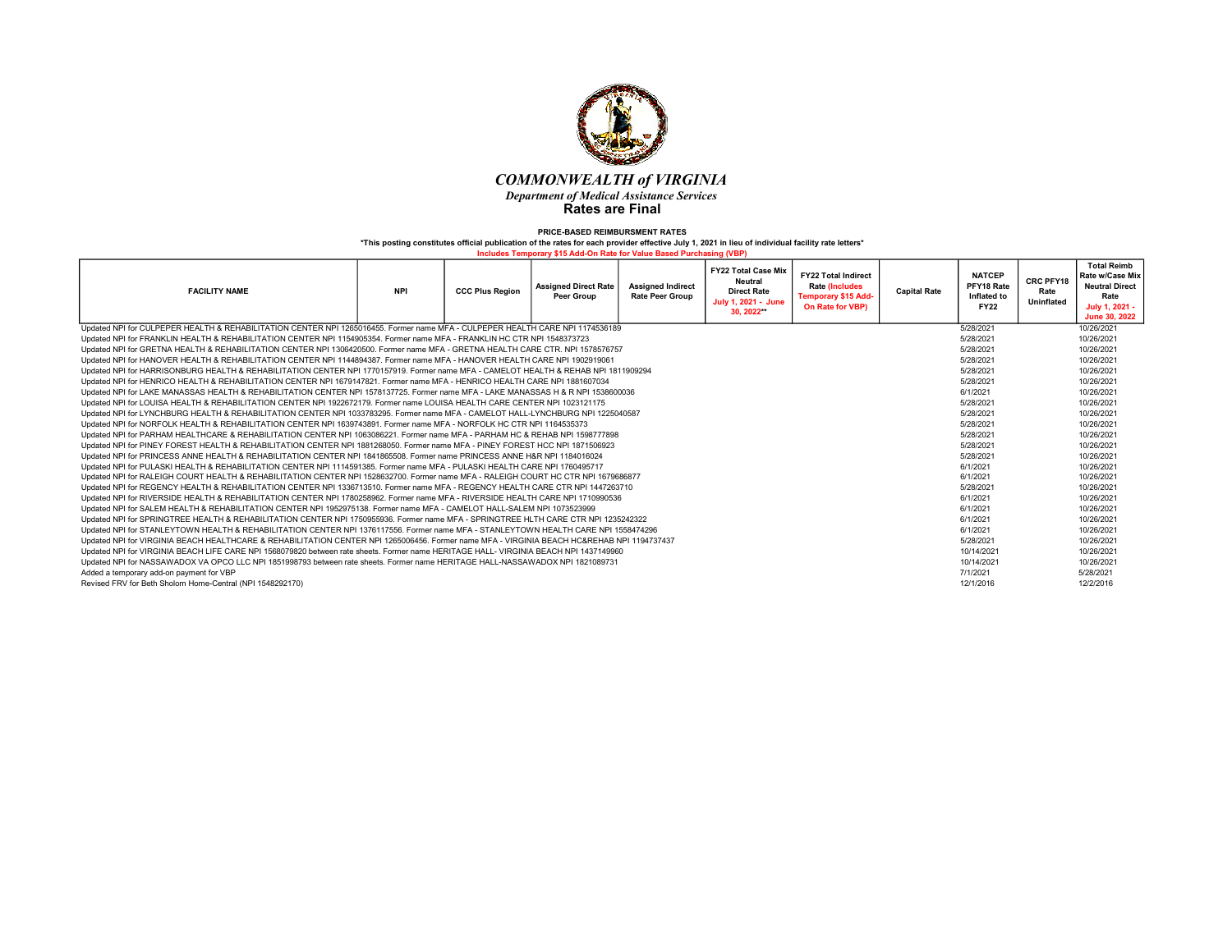# *COMMONWEALTH of VIRGINIA*

*Department of Medical Assistance Services*

**Rates are Final**

**PRICE-BASED REIMBURSEMENT RATES**

**\*This posting constitutes official publication of the rates for each provider effective July 1, 2021 in lieu of individual facility rate letters\***

**Includes Temporary $15 Add-On Rate for Value Based Purchasing (VBP)**

| FACILITY NAME | NPI | CCC Plus Region | Assigned Direct Rate Peer Group | Assigned Indirect Rate Peer Group | FY22 Total Case Mix Neutral Direct Rate July 1, 2021 - June 30, 2022** | FY22 Total Indirect Rate (Includes Temporary $15 Add-On Rate for VBP) | Capital Rate | NATCEP PFY18 Rate Inflated to FY22 | CRC PFY18 Rate Uninflated | Total Reimb Rate w/Case Mix Neutral Direct Rate July 1, 2021 - June 30, 2022 |
|---|---|---|---|---|---|---|---|---|---|---|
| Updated NPI for CULPEPER HEALTH & REHABILITATION CENTER NPI 1265016455. Former name MFA - CULPEPER HEALTH CARE NPI 1174536189 | | | | | | | | 5/28/2021 | | 10/26/2021 |
| Updated NPI for FRANKLIN HEALTH & REHABILITATION CENTER NPI 1154905354. Former name MFA - FRANKLIN HC CTR NPI 1548373723 | | | | | | | | 5/28/2021 | | 10/26/2021 |
| Updated NPI for GRETNA HEALTH & REHABILITATION CENTER NPI 1306420500. Former name MFA - GRETNA HEALTH CARE CTR. NPI 1578576757 | | | | | | | | 5/28/2021 | | 10/26/2021 |
| Updated NPI for HANOVER HEALTH & REHABILITATION CENTER NPI 1144894387. Former name MFA - HANOVER HEALTH CARE NPI 1902919061 | | | | | | | | 5/28/2021 | | 10/26/2021 |
| Updated NPI for HARRISONBURG HEALTH & REHABILITATION CENTER NPI 1770157919. Former name MFA - CAMELOT HEALTH & REHAB NPI 1811909294 | | | | | | | | 5/28/2021 | | 10/26/2021 |
| Updated NPI for HENRICO HEALTH & REHABILITATION CENTER NPI 1679147821. Former name MFA - HENRICO HEALTH CARE NPI 1881607034 | | | | | | | | 5/28/2021 | | 10/26/2021 |
| Updated NPI for LAKE MANASSAS HEALTH & REHABILITATION CENTER NPI 1578137725. Former name MFA - LAKE MANASSAS H & R NPI 1538600036 | | | | | | | | 6/1/2021 | | 10/26/2021 |
| Updated NPI for LOUISA HEALTH & REHABILITATION CENTER NPI 1922672179. Former name LOUISA HEALTH CARE CENTER NPI 1023121175 | | | | | | | | 5/28/2021 | | 10/26/2021 |
| Updated NPI for LYNCHBURG HEALTH & REHABILITATION CENTER NPI 1033783295. Former name MFA - CAMELOT HALL-LYNCHBURG NPI 1225040587 | | | | | | | | 5/28/2021 | | 10/26/2021 |
| Updated NPI for NORFOLK HEALTH & REHABILITATION CENTER NPI 1639743891. Former name MFA - NORFOLK HC CTR NPI 1164535373 | | | | | | | | 5/28/2021 | | 10/26/2021 |
| Updated NPI for PARHAM HEALTHCARE & REHABILITATION CENTER NPI 1063086221. Former name MFA - PARHAM HC & REHAB NPI 1598777898 | | | | | | | | 5/28/2021 | | 10/26/2021 |
| Updated NPI for PINEY FOREST HEALTH & REHABILITATION CENTER NPI 1881268050. Former name MFA - PINEY FOREST HCC NPI 1871506923 | | | | | | | | 5/28/2021 | | 10/26/2021 |
| Updated NPI for PRINCESS ANNE HEALTH & REHABILITATION CENTER NPI 1841865508. Former name PRINCESS ANNE H&R NPI 1184016024 | | | | | | | | 5/28/2021 | | 10/26/2021 |
| Updated NPI for PULASKI HEALTH & REHABILITATION CENTER NPI 1114591385. Former name MFA - PULASKI HEALTH CARE NPI 1760495717 | | | | | | | | 6/1/2021 | | 10/26/2021 |
| Updated NPI for RALEIGH COURT HEALTH & REHABILITATION CENTER NPI 1528632700. Former name MFA - RALEIGH COURT HC CTR NPI 1679686877 | | | | | | | | 6/1/2021 | | 10/26/2021 |
| Updated NPI for REGENCY HEALTH & REHABILITATION CENTER NPI 1336713510. Former name MFA - REGENCY HEALTH CARE CTR NPI 1447263710 | | | | | | | | 5/28/2021 | | 10/26/2021 |
| Updated NPI for RIVERSIDE HEALTH & REHABILITATION CENTER NPI 1780258962. Former name MFA - RIVERSIDE HEALTH CARE NPI 1710990536 | | | | | | | | 6/1/2021 | | 10/26/2021 |
| Updated NPI for SALEM HEALTH & REHABILITATION CENTER NPI 1952975138. Former name MFA - CAMELOT HALL-SALEM NPI 1073523999 | | | | | | | | 6/1/2021 | | 10/26/2021 |
| Updated NPI for SPRINGTREE HEALTH & REHABILITATION CENTER NPI 1750955936. Former name MFA - SPRINGTREE HLTH CARE CTR NPI 1235242322 | | | | | | | | 6/1/2021 | | 10/26/2021 |
| Updated NPI for STANLEYTOWN HEALTH & REHABILITATION CENTER NPI 1376117556. Former name MFA - STANLEYTOWN HEALTH CARE NPI 1558474296 | | | | | | | | 6/1/2021 | | 10/26/2021 |
| Updated NPI for VIRGINIA BEACH HEALTHCARE & REHABILITATION CENTER NPI 1265006456. Former name MFA - VIRGINIA BEACH HC&REHAB NPI 1194737437 | | | | | | | | 5/28/2021 | | 10/26/2021 |
| Updated NPI for VIRGINIA BEACH LIFE CARE NPI 1568079820 between rate sheets. Former name HERITAGE HALL- VIRGINIA BEACH NPI 1437149960 | | | | | | | | 10/14/2021 | | 10/26/2021 |
| Updated NPI for NASSAWADOX VA OPCO LLC NPI 1851998793 between rate sheets. Former name HERITAGE HALL-NASSAWADOX NPI 1821089731 | | | | | | | | 10/14/2021 | | 10/26/2021 |
| Added a temporary add-on payment for VBP | | | | | | | | 7/1/2021 | | 5/28/2021 |
| Revised FRV for Beth Sholom Home-Central (NPI 1548292170) | | | | | | | | 12/1/2016 | | 12/2/2016 |